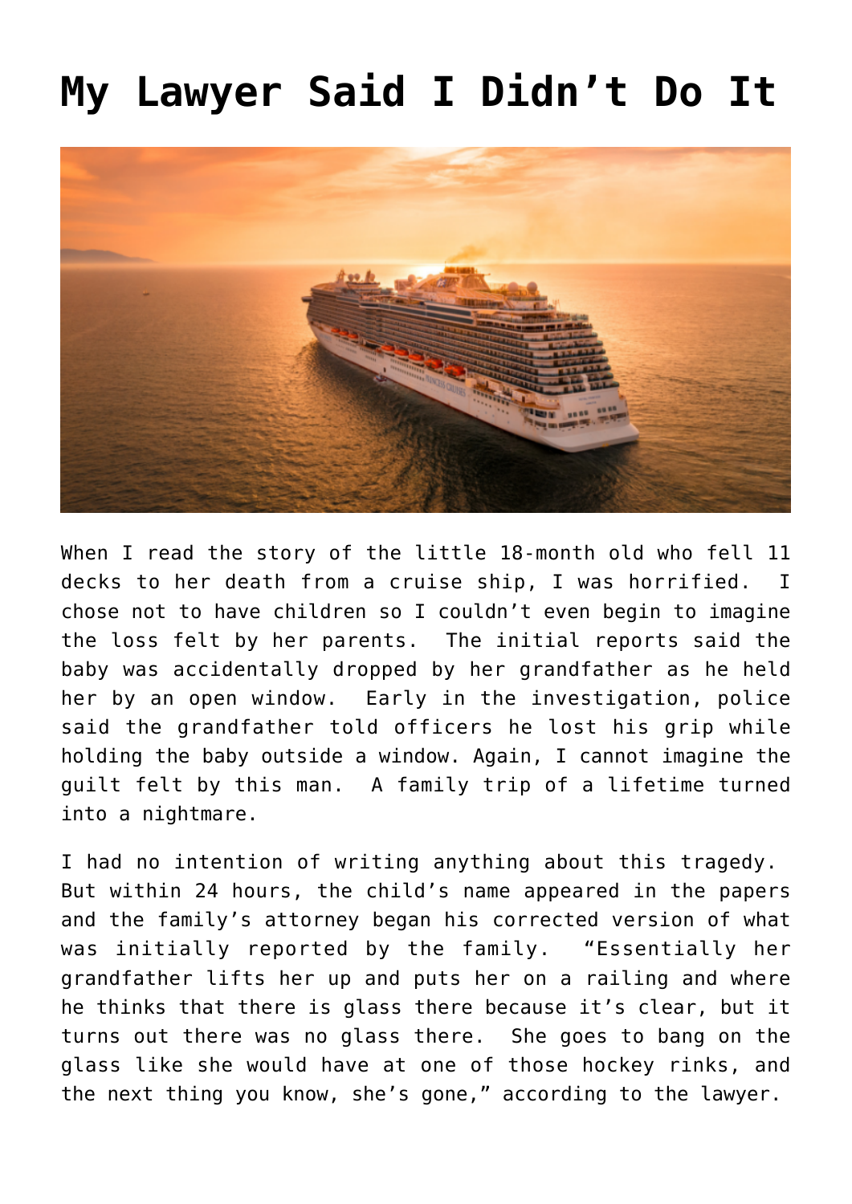# My Lawyer Said I Didn't Do It

When I read the story of the little 18-month old who fell 11 decks to her death from a cruise ship, I was horrified. I chose not to have children so I couldn't even begin to imagine the loss felt by her parents. The initial reports said the baby was accidentally dropped by her grandfather as he held her by an open window. Early in the investigation, police said the grandfather told officers he lost his grip while holding the baby outside a window. Again, I cannot imagine the guilt felt by this man. A family trip of a lifetime turned into a nightmare.

I had no intention of writing anything about this tragedy. But within 24 hours, the child's name appeared in the papers and the family's attorney began his corrected version of what was initially reported by the family. "Essentially her grandfather lifts her up and puts her on a railing and where he thinks that there is glass there because it's clear, but it turns out there was no glass there. She goes to bang on the glass like she would have at one of those hockey rinks, and the next thing you know, she's gone," according to the lawyer.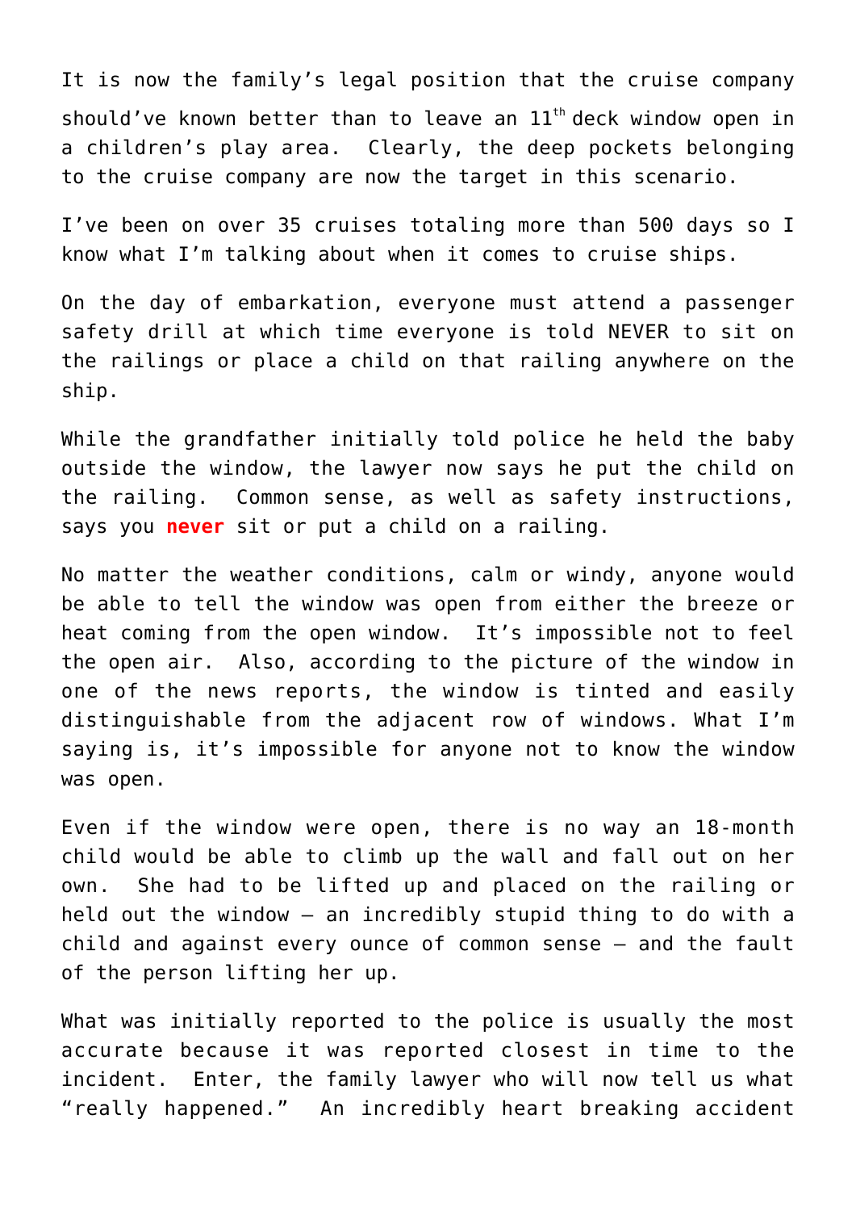It is now the family's legal position that the cruise company should've known better than to leave an 11th deck window open in a children's play area. Clearly, the deep pockets belonging to the cruise company are now the target in this scenario.

I've been on over 35 cruises totaling more than 500 days so I know what I'm talking about when it comes to cruise ships.

On the day of embarkation, everyone must attend a passenger safety drill at which time everyone is told NEVER to sit on the railings or place a child on that railing anywhere on the ship.

While the grandfather initially told police he held the baby outside the window, the lawyer now says he put the child on the railing. Common sense, as well as safety instructions, says you **never** sit or put a child on a railing.

No matter the weather conditions, calm or windy, anyone would be able to tell the window was open from either the breeze or heat coming from the open window. It's impossible not to feel the open air. Also, according to the picture of the window in one of the news reports, the window is tinted and easily distinguishable from the adjacent row of windows. What I'm saying is, it's impossible for anyone not to know the window was open.

Even if the window were open, there is no way an 18-month child would be able to climb up the wall and fall out on her own. She had to be lifted up and placed on the railing or held out the window – an incredibly stupid thing to do with a child and against every ounce of common sense – and the fault of the person lifting her up.

What was initially reported to the police is usually the most accurate because it was reported closest in time to the incident. Enter, the family lawyer who will now tell us what "really happened." An incredibly heart breaking accident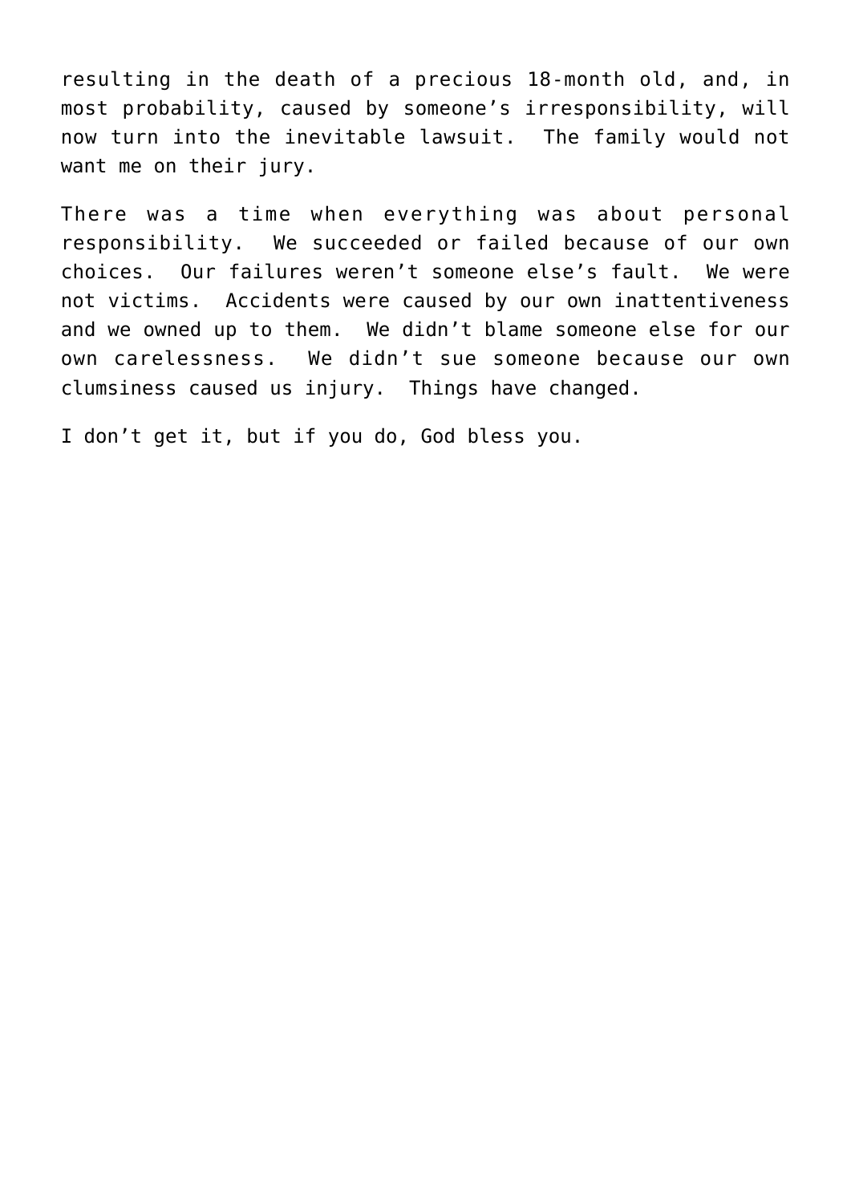resulting in the death of a precious 18-month old, and, in most probability, caused by someone's irresponsibility, will now turn into the inevitable lawsuit.  The family would not want me on their jury.

There was a time when everything was about personal responsibility.  We succeeded or failed because of our own choices.  Our failures weren't someone else's fault.  We were not victims.  Accidents were caused by our own inattentiveness and we owned up to them.  We didn't blame someone else for our own carelessness.  We didn't sue someone because our own clumsiness caused us injury.  Things have changed.

I don't get it, but if you do, God bless you.